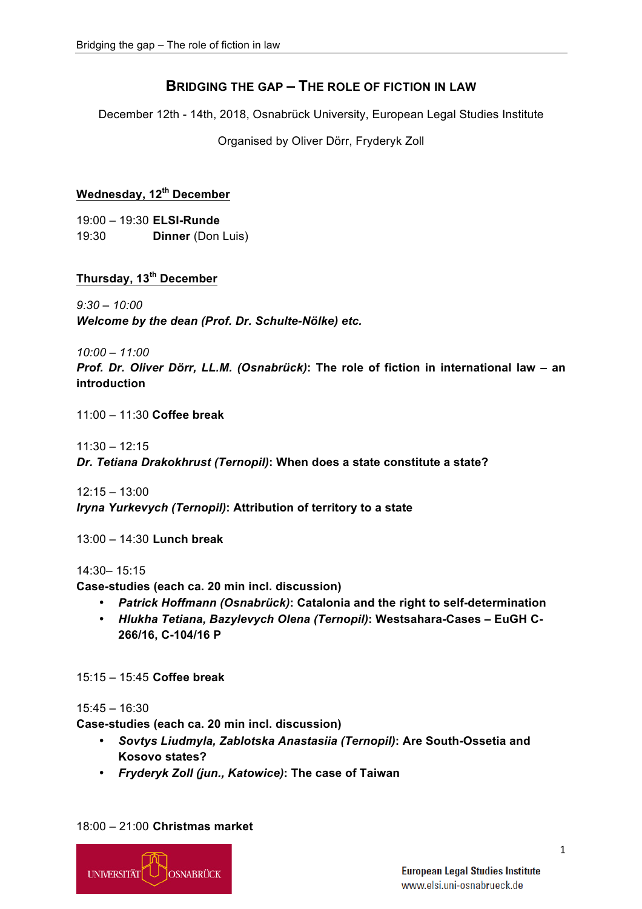# BRIDGING THE GAP – THE ROLE OF FICTION IN LAW

December 12th - 14th, 2018, Osnabrück University, European Legal Studies Institute

Organised by Oliver Dörr, Fryderyk Zoll

## Wednesday, 12th December

19:00 – 19:30 **ELSI-Runde**
19:30 **Dinner** (Don Luis)

## Thursday, 13th December

*9:30 – 10:00*
***Welcome by the dean (Prof. Dr. Schulte-Nölke) etc.***

*10:00 – 11:00*
***Prof. Dr. Oliver Dörr, LL.M. (Osnabrück)*: The role of fiction in international law – an introduction**

11:00 – 11:30 **Coffee break**

11:30 – 12:15
***Dr. Tetiana Drakokhrust (Ternopil)*: When does a state constitute a state?**

12:15 – 13:00
***Iryna Yurkevych (Ternopil)*: Attribution of territory to a state**

13:00 – 14:30 **Lunch break**

14:30– 15:15
**Case-studies (each ca. 20 min incl. discussion)**

- ***Patrick Hoffmann (Osnabrück)*: Catalonia and the right to self-determination**
- ***Hlukha Tetiana, Bazylevych Olena (Ternopil)*: Westsahara-Cases – EuGH C-266/16, C-104/16 P**

15:15 – 15:45 **Coffee break**

15:45 – 16:30
**Case-studies (each ca. 20 min incl. discussion)**

- ***Sovtys Liudmyla, Zablotska Anastasiia (Ternopil)*: Are South-Ossetia and Kosovo states?**
- ***Fryderyk Zoll (jun., Katowice)*: The case of Taiwan**

18:00 – 21:00 **Christmas market**

UNIVERSITÄT OSNABRÜCK

European Legal Studies Institute
www.elsi.uni-osnabrueck.de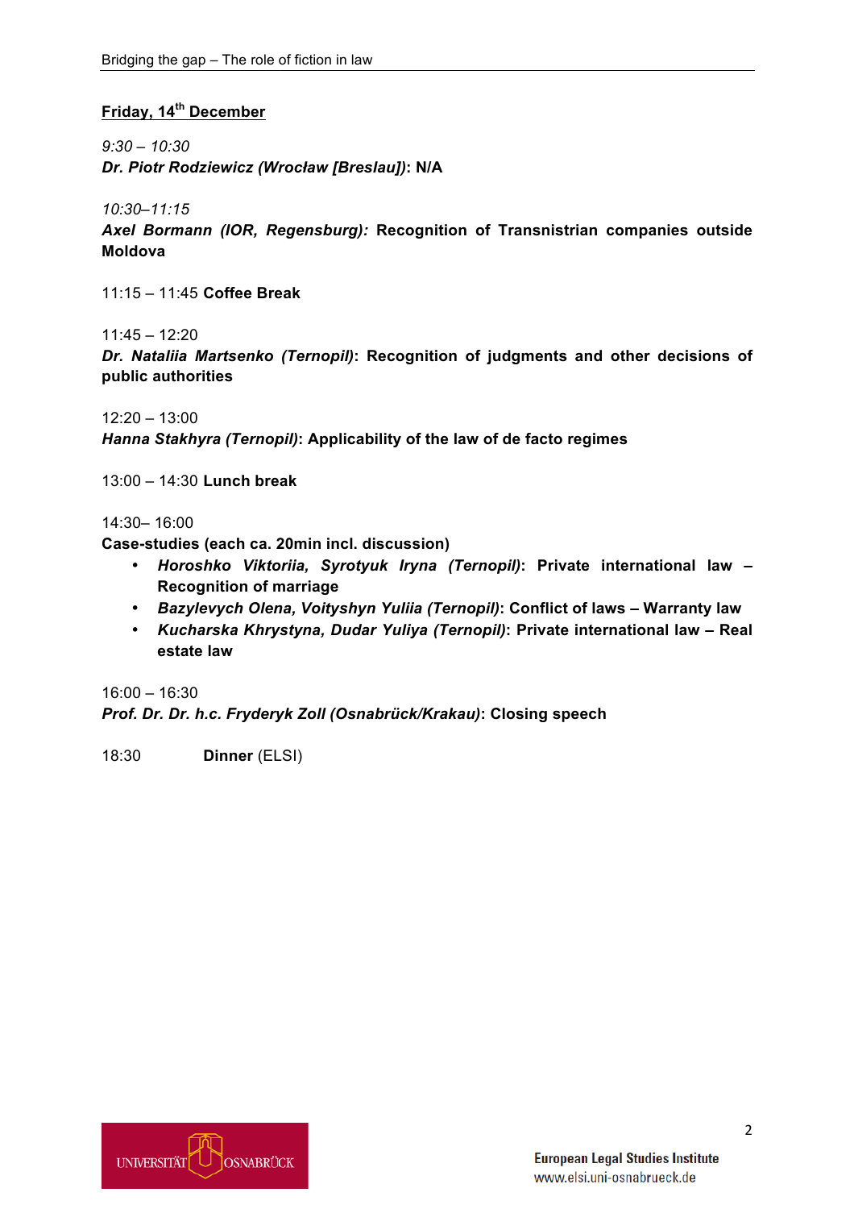**<u>Friday, 14th December</u>**

*9:30 – 10:30*
***Dr. Piotr Rodziewicz (Wrocław [Breslau])*: N/A**

*10:30–11:15*
***Axel Bormann (IOR, Regensburg):* Recognition of Transnistrian companies outside Moldova**

11:15 – 11:45 **Coffee Break**

11:45 – 12:20
***Dr. Nataliia Martsenko (Ternopil)*: Recognition of judgments and other decisions of public authorities**

12:20 – 13:00
***Hanna Stakhyra (Ternopil)*: Applicability of the law of de facto regimes**

13:00 – 14:30 **Lunch break**

14:30– 16:00
**Case-studies (each ca. 20min incl. discussion)**

- ***Horoshko Viktoriia, Syrotyuk Iryna (Ternopil)*: Private international law – Recognition of marriage**
- ***Bazylevych Olena, Voityshyn Yuliia (Ternopil)*: Conflict of laws – Warranty law**
- ***Kucharska Khrystyna, Dudar Yuliya (Ternopil)*: Private international law – Real estate law**

16:00 – 16:30
***Prof. Dr. Dr. h.c. Fryderyk Zoll (Osnabrück/Krakau)*: Closing speech**

18:30 **Dinner** (ELSI)